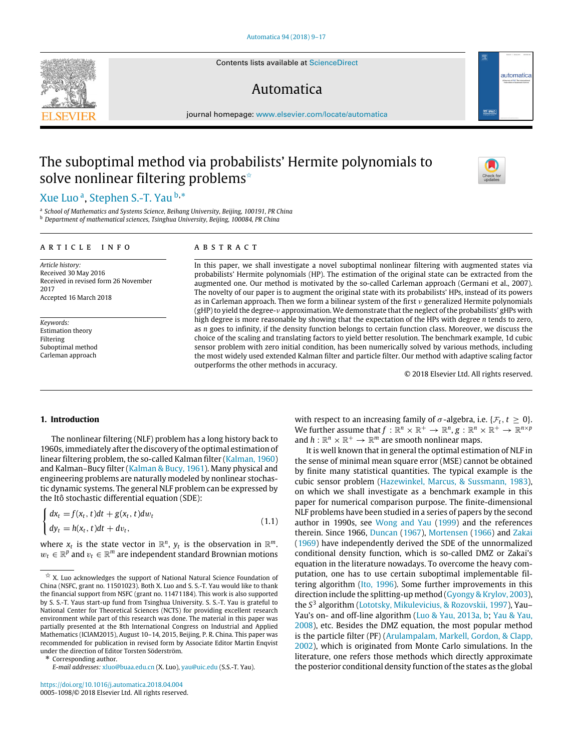# The suboptimal method via probabilists' Hermite polynomials to solve nonlinear filtering problems ☆

Xue Luo [a], Stephen S.-T. Yau [b,*]

[a] School of Mathematics and Systems Science, Beihang University, Beijing, 100191, PR China
[b] Department of mathematical sciences, Tsinghua University, Beijing, 100084, PR China

## ARTICLE INFO

*Article history:*
Received 30 May 2016
Received in revised form 26 November 2017
Accepted 16 March 2018

*Keywords:*
Estimation theory
Filtering
Suboptimal method
Carleman approach

## ABSTRACT

In this paper, we shall investigate a novel suboptimal nonlinear filtering with augmented states via probabilists' Hermite polynomials (HP). The estimation of the original state can be extracted from the augmented one. Our method is motivated by the so-called Carleman approach (Germani et al., 2007). The novelty of our paper is to augment the original state with its probabilists' HPs, instead of its powers as in Carleman approach. Then we form a bilinear system of the first $\nu$ generalized Hermite polynomials (gHP) to yield the degree-$\nu$ approximation. We demonstrate that the neglect of the probabilists' gHPs with high degree is more reasonable by showing that the expectation of the HPs with degree $n$ tends to zero, as $n$ goes to infinity, if the density function belongs to certain function class. Moreover, we discuss the choice of the scaling and translating factors to yield better resolution. The benchmark example, 1d cubic sensor problem with zero initial condition, has been numerically solved by various methods, including the most widely used extended Kalman filter and particle filter. Our method with adaptive scaling factor outperforms the other methods in accuracy.

© 2018 Elsevier Ltd. All rights reserved.

## 1. Introduction

The nonlinear filtering (NLF) problem has a long history back to 1960s, immediately after the discovery of the optimal estimation of linear filtering problem, the so-called Kalman filter (Kalman, 1960) and Kalman–Bucy filter (Kalman & Bucy, 1961). Many physical and engineering problems are naturally modeled by nonlinear stochastic dynamic systems. The general NLF problem can be expressed by the Itô stochastic differential equation (SDE):

$$\begin{cases} dx_t = f(x_t, t)dt + g(x_t, t)dw_t \\ dy_t = h(x_t, t)dt + dv_t, \end{cases} \tag{1.1}$$

where $x_t$ is the state vector in $\mathbb{R}^n$, $y_t$ is the observation in $\mathbb{R}^m$. $w_t \in \mathbb{R}^p$ and $v_t \in \mathbb{R}^m$ are independent standard Brownian motions with respect to an increasing family of $\sigma$-algebra, i.e. $\{\mathcal{F}_t, t \geq 0\}$. We further assume that $f : \mathbb{R}^n \times \mathbb{R}^+ \to \mathbb{R}^n$, $g : \mathbb{R}^n \times \mathbb{R}^+ \to \mathbb{R}^{n\times p}$ and $h : \mathbb{R}^n \times \mathbb{R}^+ \to \mathbb{R}^m$ are smooth nonlinear maps.

It is well known that in general the optimal estimation of NLF in the sense of minimal mean square error (MSE) cannot be obtained by finite many statistical quantities. The typical example is the cubic sensor problem (Hazewinkel, Marcus, & Sussmann, 1983), on which we shall investigate as a benchmark example in this paper for numerical comparison purpose. The finite-dimensional NLF problems have been studied in a series of papers by the second author in 1990s, see Wong and Yau (1999) and the references therein. Since 1966, Duncan (1967), Mortensen (1966) and Zakai (1969) have independently derived the SDE of the unnormalized conditional density function, which is so-called DMZ or Zakai's equation in the literature nowadays. To overcome the heavy computation, one has to use certain suboptimal implementable filtering algorithm (Ito, 1996). Some further improvements in this direction include the splitting-up method (Gyongy & Krylov, 2003), the $S^3$ algorithm (Lototsky, Mikulevicius, & Rozovskii, 1997), Yau–Yau's on- and off-line algorithm (Luo & Yau, 2013a, b; Yau & Yau, 2008), etc. Besides the DMZ equation, the most popular method is the particle filter (PF) (Arulampalam, Markell, Gordon, & Clapp, 2002), which is originated from Monte Carlo simulations. In the literature, one refers those methods which directly approximate the posterior conditional density function of the states as the global

☆ X. Luo acknowledges the support of National Natural Science Foundation of China (NSFC, grant no. 11501023). Both X. Luo and S. S.-T. Yau would like to thank the financial support from NSFC (grant no. 11471184). This work is also supported by S. S.-T. Yaus start-up fund from Tsinghua University. S. S.-T. Yau is grateful to National Center for Theoretical Sciences (NCTS) for providing excellent research environment while part of this research was done. The material in this paper was partially presented at the 8th International Congress on Industrial and Applied Mathematics (ICIAM2015), August 10–14, 2015, Beijing, P. R. China. This paper was recommended for publication in revised form by Associate Editor Martin Enqvist under the direction of Editor Torsten Söderström.

\* Corresponding author.
*E-mail addresses:* xluo@buaa.edu.cn (X. Luo), yau@uic.edu (S.S.-T. Yau).

https://doi.org/10.1016/j.automatica.2018.04.004
0005-1098/© 2018 Elsevier Ltd. All rights reserved.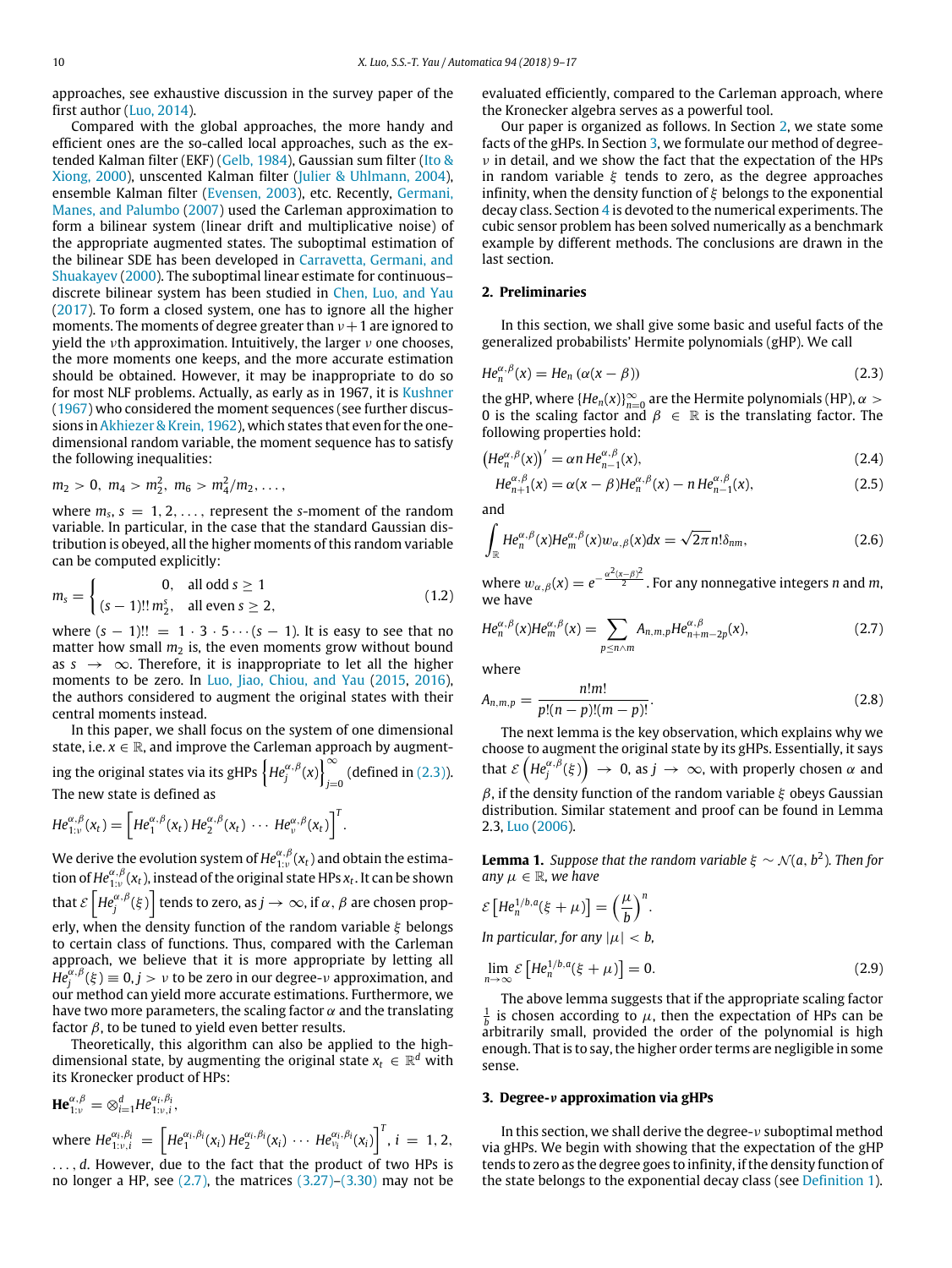approaches, see exhaustive discussion in the survey paper of the first author (Luo, 2014).

Compared with the global approaches, the more handy and efficient ones are the so-called local approaches, such as the extended Kalman filter (EKF) (Gelb, 1984), Gaussian sum filter (Ito & Xiong, 2000), unscented Kalman filter (Julier & Uhlmann, 2004), ensemble Kalman filter (Evensen, 2003), etc. Recently, Germani, Manes, and Palumbo (2007) used the Carleman approximation to form a bilinear system (linear drift and multiplicative noise) of the appropriate augmented states. The suboptimal estimation of the bilinear SDE has been developed in Carravetta, Germani, and Shuakayev (2000). The suboptimal linear estimate for continuous–discrete bilinear system has been studied in Chen, Luo, and Yau (2017). To form a closed system, one has to ignore all the higher moments. The moments of degree greater than $\nu+1$ are ignored to yield the $\nu$th approximation. Intuitively, the larger $\nu$ one chooses, the more moments one keeps, and the more accurate estimation should be obtained. However, it may be inappropriate to do so for most NLF problems. Actually, as early as in 1967, it is Kushner (1967) who considered the moment sequences (see further discussions in Akhiezer & Krein, 1962), which states that even for the one-dimensional random variable, the moment sequence has to satisfy the following inequalities:

$$m_2 > 0,\ m_4 > m_2^2,\ m_6 > m_4^2/m_2, \ldots,$$

where $m_s$, $s = 1, 2, \ldots$, represent the $s$-moment of the random variable. In particular, in the case that the standard Gaussian distribution is obeyed, all the higher moments of this random variable can be computed explicitly:

$$m_s = \begin{cases} 0, & \text{all odd } s \geq 1 \\ (s-1)!!\, m_2^s, & \text{all even } s \geq 2, \end{cases} \tag{1.2}$$

where $(s-1)!! = 1 \cdot 3 \cdot 5 \cdots (s-1)$. It is easy to see that no matter how small $m_2$ is, the even moments grow without bound as $s \to \infty$. Therefore, it is inappropriate to let all the higher moments to be zero. In Luo, Jiao, Chiou, and Yau (2015, 2016), the authors considered to augment the original states with their central moments instead.

In this paper, we shall focus on the system of one dimensional state, i.e. $x \in \mathbb{R}$, and improve the Carleman approach by augmenting the original states via its gHPs $\left\{He_j^{\alpha,\beta}(x)\right\}_{j=0}^{\infty}$ (defined in (2.3)). The new state is defined as

$$He_{1:\nu}^{\alpha,\beta}(x_t) \equiv \left[He_1^{\alpha,\beta}(x_t)\, He_2^{\alpha,\beta}(x_t)\, \cdots\, He_\nu^{\alpha,\beta}(x_t)\right]^T.$$

We derive the evolution system of $He_{1:\nu}^{\alpha,\beta}(x_t)$ and obtain the estimation of $He_{1:\nu}^{\alpha,\beta}(x_t)$, instead of the original state HPs $x_t$. It can be shown that $\mathcal{E}\left[He_j^{\alpha,\beta}(\xi)\right]$ tends to zero, as $j \to \infty$, if $\alpha$, $\beta$ are chosen properly, when the density function of the random variable $\xi$ belongs to certain class of functions. Thus, compared with the Carleman approach, we believe that it is more appropriate by letting all $He_j^{\alpha,\beta}(\xi) \equiv 0, j > \nu$ to be zero in our degree-$\nu$ approximation, and our method can yield more accurate estimations. Furthermore, we have two more parameters, the scaling factor $\alpha$ and the translating factor $\beta$, to be tuned to yield even better results.

Theoretically, this algorithm can also be applied to the high-dimensional state, by augmenting the original state $x_t \in \mathbb{R}^d$ with its Kronecker product of HPs:

$$\mathbf{He}_{1:\nu}^{\alpha,\beta} = \otimes_{i=1}^d He_{1:\nu,i}^{\alpha_i,\beta_i},$$

where $He_{1:\nu,i}^{\alpha_i,\beta_i} = \left[He_1^{\alpha_i,\beta_i}(x_i)\, He_2^{\alpha_i,\beta_i}(x_i)\, \cdots\, He_{\nu_i}^{\alpha_i,\beta_i}(x_i)\right]^T$, $i = 1, 2, \ldots, d$. However, due to the fact that the product of two HPs is no longer a HP, see (2.7), the matrices (3.27)–(3.30) may not be evaluated efficiently, compared to the Carleman approach, where the Kronecker algebra serves as a powerful tool.

Our paper is organized as follows. In Section 2, we state some facts of the gHPs. In Section 3, we formulate our method of degree-$\nu$ in detail, and we show the fact that the expectation of the HPs in random variable $\xi$ tends to zero, as the degree approaches infinity, when the density function of $\xi$ belongs to the exponential decay class. Section 4 is devoted to the numerical experiments. The cubic sensor problem has been solved numerically as a benchmark example by different methods. The conclusions are drawn in the last section.

## 2. Preliminaries

In this section, we shall give some basic and useful facts of the generalized probabilists' Hermite polynomials (gHP). We call

$$He_n^{\alpha,\beta}(x) = He_n\left(\alpha(x-\beta)\right) \tag{2.3}$$

the gHP, where $\{He_n(x)\}_{n=0}^{\infty}$ are the Hermite polynomials (HP), $\alpha > 0$ is the scaling factor and $\beta \in \mathbb{R}$ is the translating factor. The following properties hold:

$$\left(He_n^{\alpha,\beta}(x)\right)' = \alpha n\, He_{n-1}^{\alpha,\beta}(x), \tag{2.4}$$

$$He_{n+1}^{\alpha,\beta}(x) = \alpha(x-\beta)He_n^{\alpha,\beta}(x) - n\, He_{n-1}^{\alpha,\beta}(x), \tag{2.5}$$

and

$$\int_{\mathbb{R}} He_n^{\alpha,\beta}(x) He_m^{\alpha,\beta}(x) w_{\alpha,\beta}(x) dx = \sqrt{2\pi}\, n!\, \delta_{nm}, \tag{2.6}$$

where $w_{\alpha,\beta}(x) = e^{-\frac{\alpha^2(x-\beta)^2}{2}}$. For any nonnegative integers $n$ and $m$, we have

$$He_n^{\alpha,\beta}(x) He_m^{\alpha,\beta}(x) = \sum_{p \leq n \wedge m} A_{n,m,p} He_{n+m-2p}^{\alpha,\beta}(x), \tag{2.7}$$

where

$$A_{n,m,p} = \frac{n!m!}{p!(n-p)!(m-p)!}. \tag{2.8}$$

The next lemma is the key observation, which explains why we choose to augment the original state by its gHPs. Essentially, it says that $\mathcal{E}\left(He_j^{\alpha,\beta}(\xi)\right) \to 0$, as $j \to \infty$, with properly chosen $\alpha$ and $\beta$, if the density function of the random variable $\xi$ obeys Gaussian distribution. Similar statement and proof can be found in Lemma 2.3, Luo (2006).

**Lemma 1.** *Suppose that the random variable $\xi \sim \mathcal{N}(a, b^2)$. Then for any $\mu \in \mathbb{R}$, we have*

$$\mathcal{E}\left[He_n^{1/b,a}(\xi+\mu)\right] = \left(\frac{\mu}{b}\right)^n.$$

*In particular, for any $|\mu| < b$,*

$$\lim_{n\to\infty} \mathcal{E}\left[He_n^{1/b,a}(\xi+\mu)\right] = 0. \tag{2.9}$$

The above lemma suggests that if the appropriate scaling factor $\frac{1}{b}$ is chosen according to $\mu$, then the expectation of HPs can be arbitrarily small, provided the order of the polynomial is high enough. That is to say, the higher order terms are negligible in some sense.

## 3. Degree-$\nu$ approximation via gHPs

In this section, we shall derive the degree-$\nu$ suboptimal method via gHPs. We begin with showing that the expectation of the gHP tends to zero as the degree goes to infinity, if the density function of the state belongs to the exponential decay class (see Definition 1).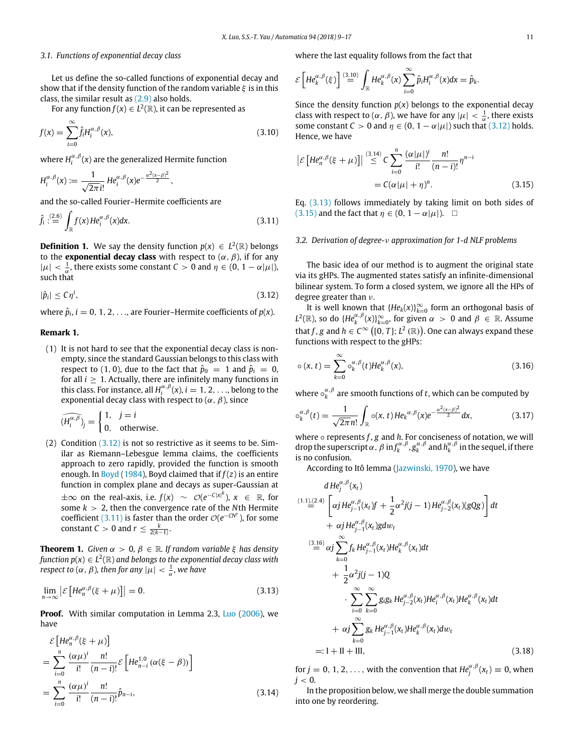### 3.1. Functions of exponential decay class

Let us define the so-called functions of exponential decay and show that if the density function of the random variable $\xi$ is in this class, the similar result as (2.9) also holds.

For any function $f(x) \in L^2(\mathbb{R})$, it can be represented as

$$f(x) = \sum_{i=0}^{\infty} \hat{f}_i H_i^{\alpha,\beta}(x), \tag{3.10}$$

where $H_i^{\alpha,\beta}(x)$ are the generalized Hermite function

$$H_i^{\alpha,\beta}(x) := \frac{1}{\sqrt{2\pi} i!} He_i^{\alpha,\beta}(x) e^{-\frac{\alpha^2(x-\beta)^2}{2}},$$

and the so-called Fourier–Hermite coefficients are

$$\hat{f}_i \overset{(2.6)}{:=} \int_{\mathbb{R}} f(x) He_i^{\alpha,\beta}(x) dx. \tag{3.11}$$

**Definition 1.** We say the density function $p(x) \in L^2(\mathbb{R})$ belongs to the **exponential decay class** with respect to $(\alpha, \beta)$, if for any $|\mu| < \frac{1}{\alpha}$, there exists some constant $C > 0$ and $\eta \in (0, 1 - \alpha|\mu|)$, such that

$$|\hat{p}_i| \leq C\eta^i, \tag{3.12}$$

where $\hat{p}_i$, $i = 0, 1, 2, \ldots$, are Fourier–Hermite coefficients of $p(x)$.

**Remark 1.**

(1) It is not hard to see that the exponential decay class is non-empty, since the standard Gaussian belongs to this class with respect to $(1, 0)$, due to the fact that $\hat{p}_0 = 1$ and $\hat{p}_i = 0$, for all $i \geq 1$. Actually, there are infinitely many functions in this class. For instance, all $H_i^{\alpha,\beta}(x)$, $i = 1, 2, \ldots$, belong to the exponential decay class with respect to $(\alpha, \beta)$, since

$$\widehat{(H_i^{\alpha,\beta})}_j = \begin{cases} 1, & j = i \\ 0, & \text{otherwise.} \end{cases}$$

(2) Condition (3.12) is not so restrictive as it seems to be. Similar as Riemann–Lebesgue lemma claims, the coefficients approach to zero rapidly, provided the function is smooth enough. In Boyd (1984), Boyd claimed that if $f(z)$ is an entire function in complex plane and decays as super-Gaussian at $\pm\infty$ on the real-axis, i.e. $f(x) \sim \mathcal{O}(e^{-C|x|^k})$, $x \in \mathbb{R}$, for some $k > 2$, then the convergence rate of the $N$th Hermite coefficient (3.11) is faster than the order $\mathcal{O}(e^{-CN^r})$, for some constant $C > 0$ and $r \leq \frac{k}{2(k-1)}$.

**Theorem 1.** *Given $\alpha > 0$, $\beta \in \mathbb{R}$. If random variable $\xi$ has density function $p(x) \in L^2(\mathbb{R})$ and belongs to the exponential decay class with respect to $(\alpha, \beta)$, then for any $|\mu| < \frac{1}{\alpha}$, we have*

$$\lim_{n\to\infty} \left| \mathcal{E}\left[He_n^{\alpha,\beta}(\xi + \mu)\right] \right| = 0. \tag{3.13}$$

**Proof.** With similar computation in Lemma 2.3, Luo (2006), we have

$$\begin{aligned}
&\mathcal{E}\left[He_n^{\alpha,\beta}(\xi + \mu)\right] \\
&= \sum_{i=0}^{n} \frac{(\alpha\mu)^i}{i!} \frac{n!}{(n-i)!} \mathcal{E}\left[He_{n-i}^{1,0}\left(\alpha(\xi - \beta)\right)\right] \\
&= \sum_{i=0}^{n} \frac{(\alpha\mu)^i}{i!} \frac{n!}{(n-i)!} \hat{p}_{n-i},
\end{aligned} \tag{3.14}$$

where the last equality follows from the fact that

$$\mathcal{E}\left[He_k^{\alpha,\beta}(\xi)\right] \overset{(3.10)}{=} \int_{\mathbb{R}} He_k^{\alpha,\beta}(x) \sum_{i=0}^{\infty} \hat{p}_i H_i^{\alpha,\beta}(x) dx = \hat{p}_k.$$

Since the density function $p(x)$ belongs to the exponential decay class with respect to $(\alpha, \beta)$, we have for any $|\mu| < \frac{1}{\alpha}$, there exists some constant $C > 0$ and $\eta \in (0, 1 - \alpha|\mu|)$ such that (3.12) holds. Hence, we have

$$\begin{aligned}
\left|\mathcal{E}\left[He_n^{\alpha,\beta}(\xi + \mu)\right]\right| &\overset{(3.14)}{\leq} C \sum_{i=0}^{n} \frac{(\alpha|\mu|)^i}{i!} \frac{n!}{(n-i)!} \eta^{n-i} \\
&= C(\alpha|\mu| + \eta)^n.
\end{aligned} \tag{3.15}$$

Eq. (3.13) follows immediately by taking limit on both sides of (3.15) and the fact that $\eta \in (0, 1 - \alpha|\mu|)$. $\square$

### 3.2. Derivation of degree-$\nu$ approximation for 1-d NLF problems

The basic idea of our method is to augment the original state via its gHPs. The augmented states satisfy an infinite-dimensional bilinear system. To form a closed system, we ignore all the HPs of degree greater than $\nu$.

It is well known that $\{He_k(x)\}_{k=0}^{\infty}$ form an orthogonal basis of $L^2(\mathbb{R})$, so do $\{He_k^{\alpha,\beta}(x)\}_{k=0}^{\infty}$, for given $\alpha > 0$ and $\beta \in \mathbb{R}$. Assume that $f, g$ and $h \in C^{\infty}\left([0, T]; L^2(\mathbb{R})\right)$. One can always expand these functions with respect to the gHPs:

$$\circ(x, t) = \sum_{k=0}^{\infty} \circ_k^{\alpha,\beta}(t) He_k^{\alpha,\beta}(x), \tag{3.16}$$

where $\circ_k^{\alpha,\beta}$ are smooth functions of $t$, which can be computed by

$$\circ_k^{\alpha,\beta}(t) = \frac{1}{\sqrt{2\pi} n!} \int_{\mathbb{R}} \circ(x, t) He_k^{\alpha,\beta}(x) e^{-\frac{\alpha^2(x-\beta)^2}{2}} dx, \tag{3.17}$$

where $\circ$ represents $f$, $g$ and $h$. For conciseness of notation, we will drop the superscript $\alpha, \beta$ in $f_k^{\alpha,\beta}$, $g_k^{\alpha,\beta}$ and $h_k^{\alpha,\beta}$ in the sequel, if there is no confusion.

According to Itô lemma (Jazwinski, 1970), we have

$$\begin{aligned}
&d\, He_j^{\alpha,\beta}(x_t) \\
&\overset{(1.1),(2.4)}{=} \left[\alpha j\, He_{j-1}^{\alpha,\beta}(x_t) f + \frac{1}{2}\alpha^2 j(j-1)\, He_{j-2}^{\alpha,\beta}(x_t)(gQg)\right] dt \\
&\quad + \alpha j\, He_{j-1}^{\alpha,\beta}(x_t) g dw_t \\
&\overset{(3.16)}{=} \alpha j \sum_{k=0}^{\infty} f_k\, He_{j-1}^{\alpha,\beta}(x_t) He_k^{\alpha,\beta}(x_t) dt \\
&\quad + \frac{1}{2}\alpha^2 j(j-1) Q \\
&\quad \cdot \sum_{i=0}^{\infty}\sum_{k=0}^{\infty} g_i g_k\, He_{j-2}^{\alpha,\beta}(x_t) He_i^{\alpha,\beta}(x_t) He_k^{\alpha,\beta}(x_t) dt \\
&\quad + \alpha j \sum_{k=0}^{\infty} g_k\, He_{j-1}^{\alpha,\beta}(x_t) He_k^{\alpha,\beta}(x_t) dw_t \\
&=: \mathrm{I} + \mathrm{II} + \mathrm{III},
\end{aligned} \tag{3.18}$$

for $j = 0, 1, 2, \ldots$, with the convention that $He_j^{\alpha,\beta}(x_t) \equiv 0$, when $j < 0$.

In the proposition below, we shall merge the double summation into one by reordering.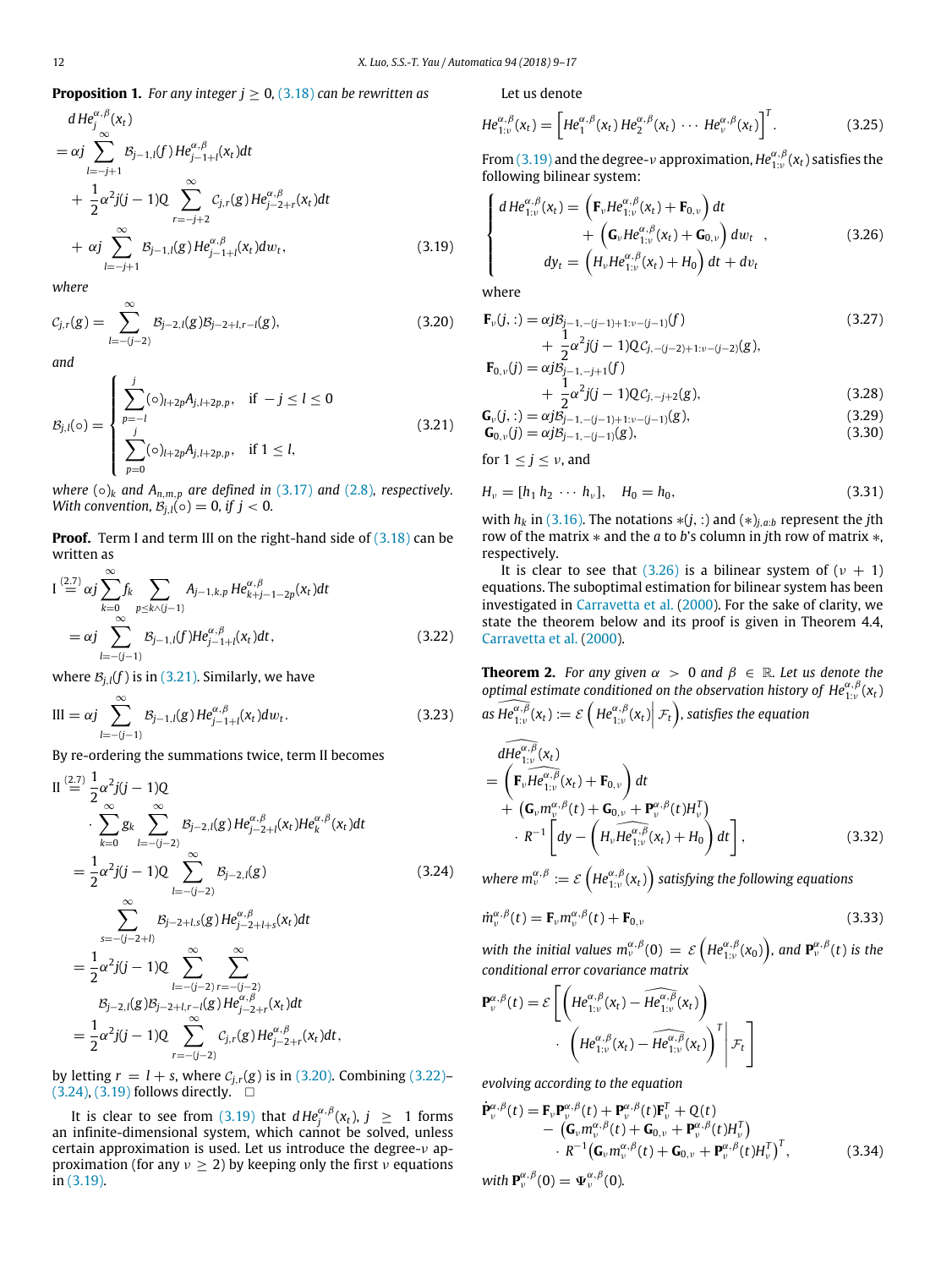**Proposition 1.** *For any integer $j \geq 0$, (3.18) can be rewritten as*

$$
\begin{aligned}
& d\,He_j^{\alpha,\beta}(x_t) \\
&= \alpha j \sum_{l=-j+1}^{\infty} \mathcal{B}_{j-1,l}(f)\, He_{j-1+l}^{\alpha,\beta}(x_t)dt \\
&\quad + \frac{1}{2}\alpha^2 j(j-1)Q \sum_{r=-j+2}^{\infty} \mathcal{C}_{j,r}(g)\, He_{j-2+r}^{\alpha,\beta}(x_t)dt \\
&\quad + \alpha j \sum_{l=-j+1}^{\infty} \mathcal{B}_{j-1,l}(g)\, He_{j-1+l}^{\alpha,\beta}(x_t)dw_t,
\end{aligned}
\tag{3.19}
$$

*where*

$$
\mathcal{C}_{j,r}(g) = \sum_{l=-(j-2)}^{\infty} \mathcal{B}_{j-2,l}(g)\mathcal{B}_{j-2+l,r-l}(g), \tag{3.20}
$$

*and*

$$
\mathcal{B}_{j,l}(\circ) = \begin{cases} \sum_{p=-l}^{j} (\circ)_{l+2p} A_{j,l+2p,p}, & \text{if } -j \leq l \leq 0 \\ \sum_{p=0}^{j} (\circ)_{l+2p} A_{j,l+2p,p}, & \text{if } 1 \leq l, \end{cases} \tag{3.21}
$$

*where $(\circ)_k$ and $A_{n,m,p}$ are defined in (3.17) and (2.8), respectively. With convention, $\mathcal{B}_{j,l}(\circ) = 0$, if $j < 0$.*

**Proof.** Term I and term III on the right-hand side of (3.18) can be written as

$$
\begin{aligned}
\text{I} &\overset{(2.7)}{=} \alpha j \sum_{k=0}^{\infty} f_k \sum_{p \leq k \wedge (j-1)} A_{j-1,k,p}\, He_{k+j-1-2p}^{\alpha,\beta}(x_t)dt \\
&= \alpha j \sum_{l=-(j-1)}^{\infty} \mathcal{B}_{j-1,l}(f) He_{j-1+l}^{\alpha,\beta}(x_t)dt,
\end{aligned}
\tag{3.22}
$$

where $\mathcal{B}_{j,l}(f)$ is in (3.21). Similarly, we have

$$
\text{III} = \alpha j \sum_{l=-(j-1)}^{\infty} \mathcal{B}_{j-1,l}(g)\, He_{j-1+l}^{\alpha,\beta}(x_t)dw_t. \tag{3.23}
$$

By re-ordering the summations twice, term II becomes

$$
\begin{aligned}
\text{II} &\overset{(2.7)}{=} \frac{1}{2}\alpha^2 j(j-1)Q \\
&\quad \cdot \sum_{k=0}^{\infty} g_k \sum_{l=-(j-2)}^{\infty} \mathcal{B}_{j-2,l}(g)\, He_{j-2+l}^{\alpha,\beta}(x_t) He_k^{\alpha,\beta}(x_t)dt \\
&= \frac{1}{2}\alpha^2 j(j-1)Q \sum_{l=-(j-2)}^{\infty} \mathcal{B}_{j-2,l}(g) \\
&\quad \sum_{s=-(j-2+l)}^{\infty} \mathcal{B}_{j-2+l,s}(g)\, He_{j-2+l+s}^{\alpha,\beta}(x_t)dt \\
&= \frac{1}{2}\alpha^2 j(j-1)Q \sum_{l=-(j-2)}^{\infty} \sum_{r=-(j-2)}^{\infty} \\
&\quad \mathcal{B}_{j-2,l}(g)\mathcal{B}_{j-2+l,r-l}(g)\, He_{j-2+r}^{\alpha,\beta}(x_t)dt \\
&= \frac{1}{2}\alpha^2 j(j-1)Q \sum_{r=-(j-2)}^{\infty} \mathcal{C}_{j,r}(g)\, He_{j-2+r}^{\alpha,\beta}(x_t)dt,
\end{aligned}
\tag{3.24}
$$

by letting $r = l + s$, where $\mathcal{C}_{j,r}(g)$ is in (3.20). Combining (3.22)–(3.24), (3.19) follows directly. □

It is clear to see from (3.19) that $d\,He_j^{\alpha,\beta}(x_t)$, $j \geq 1$ forms an infinite-dimensional system, which cannot be solved, unless certain approximation is used. Let us introduce the degree-$\nu$ approximation (for any $\nu \geq 2$) by keeping only the first $\nu$ equations in (3.19).

Let us denote

$$
He_{1:\nu}^{\alpha,\beta}(x_t) = \left[He_1^{\alpha,\beta}(x_t)\, He_2^{\alpha,\beta}(x_t) \cdots He_\nu^{\alpha,\beta}(x_t)\right]^T. \tag{3.25}
$$

From (3.19) and the degree-$\nu$ approximation, $He_{1:\nu}^{\alpha,\beta}(x_t)$ satisfies the following bilinear system:

$$
\begin{cases}
d\,He_{1:\nu}^{\alpha,\beta}(x_t) = \left(\mathbf{F}_\nu He_{1:\nu}^{\alpha,\beta}(x_t) + \mathbf{F}_{0,\nu}\right)dt \\
\qquad\qquad\qquad + \left(\mathbf{G}_\nu He_{1:\nu}^{\alpha,\beta}(x_t) + \mathbf{G}_{0,\nu}\right)dw_t \\
dy_t = \left(H_\nu He_{1:\nu}^{\alpha,\beta}(x_t) + H_0\right)dt + dv_t
\end{cases}, \tag{3.26}
$$

where

$$
\begin{aligned}
\mathbf{F}_\nu(j,:) &= \alpha j \mathcal{B}_{j-1,-(j-1)+1:\nu-(j-1)}(f) \\
&\quad + \frac{1}{2}\alpha^2 j(j-1)Q\mathcal{C}_{j,-(j-2)+1:\nu-(j-2)}(g),
\end{aligned}
\tag{3.27}
$$

$$
\begin{aligned}
\mathbf{F}_{0,\nu}(j) &= \alpha j \mathcal{B}_{j-1,-j+1}(f) \\
&\quad + \frac{1}{2}\alpha^2 j(j-1)Q\mathcal{C}_{j,-j+2}(g),
\end{aligned}
\tag{3.28}
$$

$$
\mathbf{G}_\nu(j,:) = \alpha j \mathcal{B}_{j-1,-(j-1)+1:\nu-(j-1)}(g), \tag{3.29}
$$

$$
\mathbf{G}_{0,\nu}(j) = \alpha j \mathcal{B}_{j-1,-(j-1)}(g), \tag{3.30}
$$

for $1 \leq j \leq \nu$, and

$$
H_\nu = [h_1\, h_2\, \cdots\, h_\nu], \quad H_0 = h_0, \tag{3.31}
$$

with $h_k$ in (3.16). The notations $*(j,:)$ and $(*)_{j,a:b}$ represent the $j$th row of the matrix $*$ and the $a$ to $b$'s column in $j$th row of matrix $*$, respectively.

It is clear to see that (3.26) is a bilinear system of $(\nu + 1)$ equations. The suboptimal estimation for bilinear system has been investigated in Carravetta et al. (2000). For the sake of clarity, we state the theorem below and its proof is given in Theorem 4.4, Carravetta et al. (2000).

**Theorem 2.** *For any given $\alpha > 0$ and $\beta \in \mathbb{R}$. Let us denote the optimal estimate conditioned on the observation history of $He_{1:\nu}^{\alpha,\beta}(x_t)$ as $\widehat{He_{1:\nu}^{\alpha,\beta}}(x_t) := \mathcal{E}\left(He_{1:\nu}^{\alpha,\beta}(x_t)\middle|\,\mathcal{F}_t\right)$, satisfies the equation*

$$
\begin{aligned}
& d\widehat{He_{1:\nu}^{\alpha,\beta}}(x_t) \\
&= \left(\mathbf{F}_\nu \widehat{He_{1:\nu}^{\alpha,\beta}}(x_t) + \mathbf{F}_{0,\nu}\right)dt \\
&\quad + \left(\mathbf{G}_\nu m_\nu^{\alpha,\beta}(t) + \mathbf{G}_{0,\nu} + \mathbf{P}_\nu^{\alpha,\beta}(t)H_\nu^T\right) \\
&\quad \cdot R^{-1}\left[dy - \left(H_\nu \widehat{He_{1:\nu}^{\alpha,\beta}}(x_t) + H_0\right)dt\right],
\end{aligned}
\tag{3.32}
$$

*where $m_\nu^{\alpha,\beta} := \mathcal{E}\left(He_{1:\nu}^{\alpha,\beta}(x_t)\right)$ satisfying the following equations*

$$
\dot{m}_\nu^{\alpha,\beta}(t) = \mathbf{F}_\nu m_\nu^{\alpha,\beta}(t) + \mathbf{F}_{0,\nu} \tag{3.33}
$$

*with the initial values $m_\nu^{\alpha,\beta}(0) = \mathcal{E}\left(He_{1:\nu}^{\alpha,\beta}(x_0)\right)$, and $\mathbf{P}_\nu^{\alpha,\beta}(t)$ is the conditional error covariance matrix*

$$
\begin{aligned}
\mathbf{P}_\nu^{\alpha,\beta}(t) = \mathcal{E}\Bigg[&\left(He_{1:\nu}^{\alpha,\beta}(x_t) - \widehat{He_{1:\nu}^{\alpha,\beta}}(x_t)\right) \\
&\cdot \left(He_{1:\nu}^{\alpha,\beta}(x_t) - \widehat{He_{1:\nu}^{\alpha,\beta}}(x_t)\right)^T \Bigg|\, \mathcal{F}_t\Bigg]
\end{aligned}
$$

*evolving according to the equation*

$$
\begin{aligned}
\dot{\mathbf{P}}_\nu^{\alpha,\beta}(t) &= \mathbf{F}_\nu \mathbf{P}_\nu^{\alpha,\beta}(t) + \mathbf{P}_\nu^{\alpha,\beta}(t)\mathbf{F}_\nu^T + Q(t) \\
&\quad - \left(\mathbf{G}_\nu m_\nu^{\alpha,\beta}(t) + \mathbf{G}_{0,\nu} + \mathbf{P}_\nu^{\alpha,\beta}(t)H_\nu^T\right) \\
&\quad \cdot R^{-1}\left(\mathbf{G}_\nu m_\nu^{\alpha,\beta}(t) + \mathbf{G}_{0,\nu} + \mathbf{P}_\nu^{\alpha,\beta}(t)H_\nu^T\right)^T,
\end{aligned}
\tag{3.34}
$$

*with $\mathbf{P}_\nu^{\alpha,\beta}(0) = \Psi_\nu^{\alpha,\beta}(0)$.*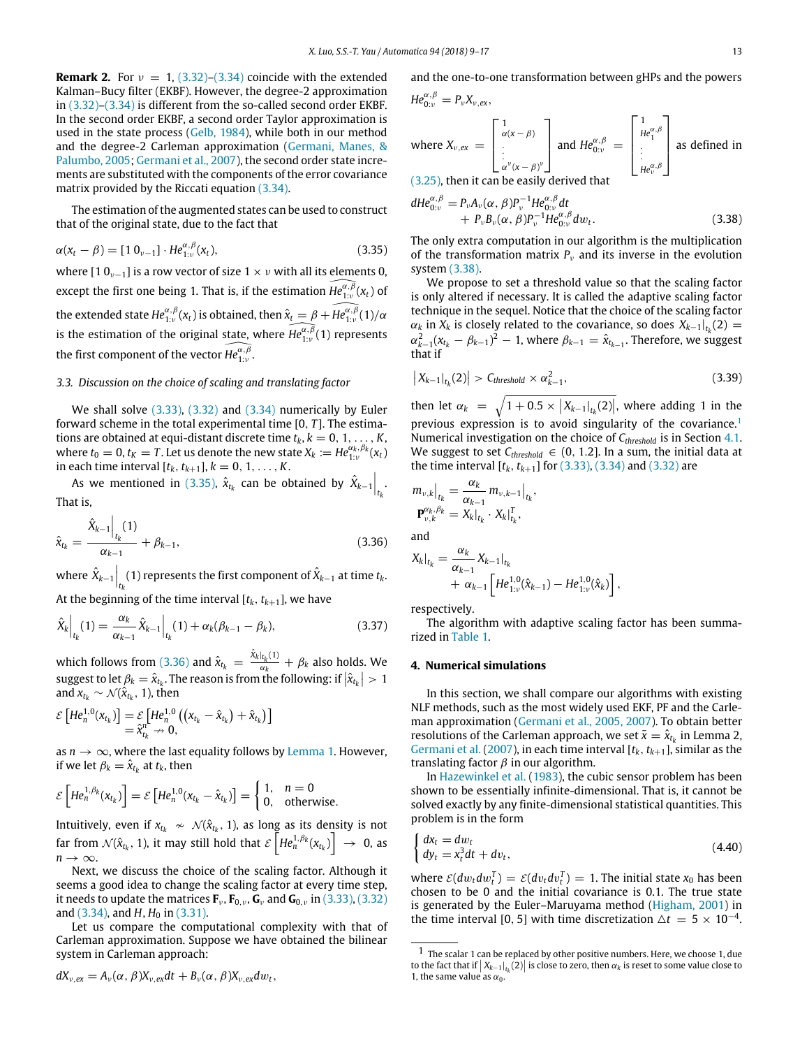**Remark 2.** For $\nu = 1$, (3.32)–(3.34) coincide with the extended Kalman–Bucy filter (EKBF). However, the degree-2 approximation in (3.32)–(3.34) is different from the so-called second order EKBF. In the second order EKBF, a second order Taylor approximation is used in the state process (Gelb, 1984), while both in our method and the degree-2 Carleman approximation (Germani, Manes, & Palumbo, 2005; Germani et al., 2007), the second order state increments are substituted with the components of the error covariance matrix provided by the Riccati equation (3.34).

The estimation of the augmented states can be used to construct that of the original state, due to the fact that

$$\alpha(x_t - \beta) = [1\ 0_{\nu-1}] \cdot He_{1:\nu}^{\alpha,\beta}(x_t), \tag{3.35}$$

where $[1\ 0_{\nu-1}]$ is a row vector of size $1 \times \nu$ with all its elements 0, except the first one being 1. That is, if the estimation $\widehat{He_{1:\nu}^{\alpha,\beta}}(x_t)$ of the extended state $He_{1:\nu}^{\alpha,\beta}(x_t)$ is obtained, then $\hat{x}_t = \beta + \widehat{He_{1:\nu}^{\alpha,\beta}}(1)/\alpha$ is the estimation of the original state, where $\widehat{He_{1:\nu}^{\alpha,\beta}}(1)$ represents the first component of the vector $\widehat{He_{1:\nu}^{\alpha,\beta}}$.

### 3.3. Discussion on the choice of scaling and translating factor

We shall solve (3.33), (3.32) and (3.34) numerically by Euler forward scheme in the total experimental time $[0, T]$. The estimations are obtained at equi-distant discrete time $t_k$, $k = 0, 1, \ldots, K$, where $t_0 = 0$, $t_K = T$. Let us denote the new state $X_k := He_{1:\nu}^{\alpha_k,\beta_k}(x_t)$ in each time interval $[t_k, t_{k+1}]$, $k = 0, 1, \ldots, K$.

As we mentioned in (3.35), $\hat{x}_{t_k}$ can be obtained by $\hat{X}_{k-1}\Big|_{t_k}$. That is,

$$\hat{x}_{t_k} = \frac{\hat{X}_{k-1}\Big|_{t_k}(1)}{\alpha_{k-1}} + \beta_{k-1}, \tag{3.36}$$

where $\hat{X}_{k-1}\Big|_{t_k}(1)$ represents the first component of $\hat{X}_{k-1}$ at time $t_k$. At the beginning of the time interval $[t_k, t_{k+1}]$, we have

$$\hat{X}_k\Big|_{t_k}(1) = \frac{\alpha_k}{\alpha_{k-1}}\hat{X}_{k-1}\Big|_{t_k}(1) + \alpha_k(\beta_{k-1} - \beta_k), \tag{3.37}$$

which follows from (3.36) and $\hat{x}_{t_k} = \frac{\hat{X}_k|_{t_k}(1)}{\alpha_k} + \beta_k$ also holds. We suggest to let $\beta_k = \hat{x}_{t_k}$. The reason is from the following: if $|\hat{x}_{t_k}| > 1$ and $x_{t_k} \sim \mathcal{N}(\hat{x}_{t_k}, 1)$, then

$$\mathcal{E}\left[He_n^{1,0}(x_{t_k})\right] = \mathcal{E}\left[He_n^{1,0}\left((x_{t_k} - \hat{x}_{t_k}) + \hat{x}_{t_k}\right)\right] = \hat{x}_{t_k}^n \nrightarrow 0,$$

as $n \to \infty$, where the last equality follows by Lemma 1. However, if we let $\beta_k = \hat{x}_{t_k}$ at $t_k$, then

$$\mathcal{E}\left[He_n^{1,\beta_k}(x_{t_k})\right] = \mathcal{E}\left[He_n^{1,0}(x_{t_k} - \hat{x}_{t_k})\right] = \begin{cases} 1, & n = 0 \\ 0, & \text{otherwise.} \end{cases}$$

Intuitively, even if $x_{t_k} \nsim \mathcal{N}(\hat{x}_{t_k}, 1)$, as long as its density is not far from $\mathcal{N}(\hat{x}_{t_k}, 1)$, it may still hold that $\mathcal{E}\left[He_n^{1,\beta_k}(x_{t_k})\right] \to 0$, as $n \to \infty$.

Next, we discuss the choice of the scaling factor. Although it seems a good idea to change the scaling factor at every time step, it needs to update the matrices $\mathbf{F}_\nu$, $\mathbf{F}_{0,\nu}$, $\mathbf{G}_\nu$ and $\mathbf{G}_{0,\nu}$ in (3.33), (3.32) and (3.34), and $H$, $H_0$ in (3.31).

Let us compare the computational complexity with that of Carleman approximation. Suppose we have obtained the bilinear system in Carleman approach:

$$dX_{\nu,ex} = A_\nu(\alpha,\beta)X_{\nu,ex}dt + B_\nu(\alpha,\beta)X_{\nu,ex}dw_t,$$

and the one-to-one transformation between gHPs and the powers $He_{0:\nu}^{\alpha,\beta} = P_\nu X_{\nu,ex}$,

where $X_{\nu,ex} = \begin{bmatrix} 1 \\ \alpha(x-\beta) \\ \vdots \\ \alpha^\nu(x-\beta)^\nu \end{bmatrix}$ and $He_{0:\nu}^{\alpha,\beta} = \begin{bmatrix} 1 \\ He_1^{\alpha,\beta} \\ \vdots \\ He_\nu^{\alpha,\beta} \end{bmatrix}$ as defined in (3.25), then it can be easily derived that

$$dHe_{0:\nu}^{\alpha,\beta} = P_\nu A_\nu(\alpha,\beta)P_\nu^{-1}He_{0:\nu}^{\alpha,\beta}dt + P_\nu B_\nu(\alpha,\beta)P_\nu^{-1}He_{0:\nu}^{\alpha,\beta}dw_t. \tag{3.38}$$

The only extra computation in our algorithm is the multiplication of the transformation matrix $P_\nu$ and its inverse in the evolution system (3.38).

We propose to set a threshold value so that the scaling factor is only altered if necessary. It is called the adaptive scaling factor technique in the sequel. Notice that the choice of the scaling factor $\alpha_k$ in $X_k$ is closely related to the covariance, so does $X_{k-1}|_{t_k}(2) = \alpha_{k-1}^2(x_{t_k} - \beta_{k-1})^2 - 1$, where $\beta_{k-1} = \hat{x}_{t_{k-1}}$. Therefore, we suggest that if

$$\left|X_{k-1}|_{t_k}(2)\right| > C_{threshold} \times \alpha_{k-1}^2, \tag{3.39}$$

then let $\alpha_k = \sqrt{1 + 0.5 \times \left|X_{k-1}|_{t_k}(2)\right|}$, where adding 1 in the previous expression is to avoid singularity of the covariance.[1] Numerical investigation on the choice of $C_{threshold}$ is in Section 4.1. We suggest to set $C_{threshold} \in (0, 1.2]$. In a sum, the initial data at the time interval $[t_k, t_{k+1}]$ for (3.33), (3.34) and (3.32) are

$$m_{\nu,k}\Big|_{t_k} = \frac{\alpha_k}{\alpha_{k-1}} m_{\nu,k-1}\Big|_{t_k},$$
$$\mathbf{P}_{\nu,k}^{\alpha_k,\beta_k} = X_k|_{t_k} \cdot X_k|_{t_k}^T,$$

and

$$X_k|_{t_k} = \frac{\alpha_k}{\alpha_{k-1}} X_{k-1}|_{t_k} + \alpha_{k-1}\left[He_{1:\nu}^{1,0}(\hat{x}_{k-1}) - He_{1:\nu}^{1,0}(\hat{x}_k)\right],$$

respectively.

The algorithm with adaptive scaling factor has been summarized in Table 1.

## 4. Numerical simulations

In this section, we shall compare our algorithms with existing NLF methods, such as the most widely used EKF, PF and the Carleman approximation (Germani et al., 2005, 2007). To obtain better resolutions of the Carleman approach, we set $\bar{x} = \hat{x}_{t_k}$ in Lemma 2, Germani et al. (2007), in each time interval $[t_k, t_{k+1}]$, similar as the translating factor $\beta$ in our algorithm.

In Hazewinkel et al. (1983), the cubic sensor problem has been shown to be essentially infinite-dimensional. That is, it cannot be solved exactly by any finite-dimensional statistical quantities. This problem is in the form

$$\begin{cases} dx_t = dw_t \\ dy_t = x_t^3 dt + dv_t, \end{cases} \tag{4.40}$$

where $\mathcal{E}(dw_t dw_t^T) = \mathcal{E}(dv_t dv_t^T) = 1$. The initial state $x_0$ has been chosen to be 0 and the initial covariance is 0.1. The true state is generated by the Euler–Maruyama method (Higham, 2001) in the time interval $[0, 5]$ with time discretization $\triangle t = 5 \times 10^{-4}$.

[1] The scalar 1 can be replaced by other positive numbers. Here, we choose 1, due to the fact that if $\left|X_{k-1}|_{t_k}(2)\right|$ is close to zero, then $\alpha_k$ is reset to some value close to 1, the same value as $\alpha_0$.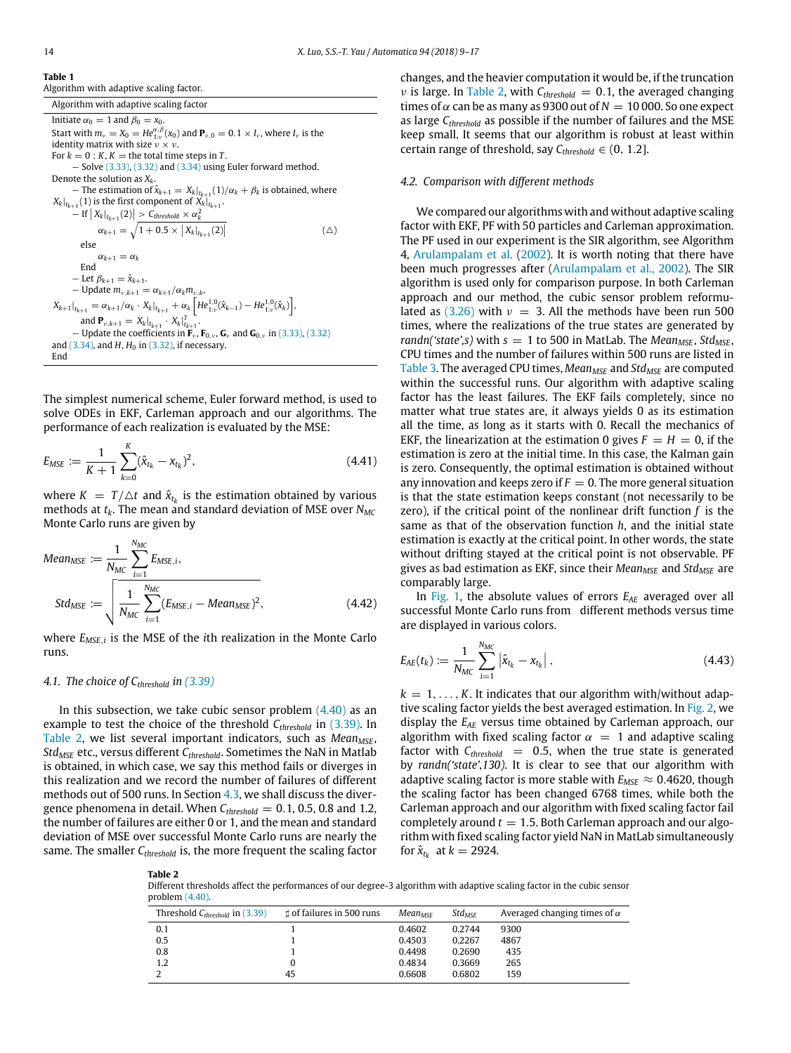**Table 1**
Algorithm with adaptive scaling factor.

| Algorithm with adaptive scaling factor |
|---|
| Initiate $\alpha_0 = 1$ and $\beta_0 = x_0$. |
| Start with $m_\nu = X_0 = He^{\alpha,\beta}_{1:\nu}(x_0)$ and $\mathbf{P}_{\nu,0} = 0.1 \times I_\nu$, where $I_\nu$ is the identity matrix with size $\nu \times \nu$. |
| For $k = 0 : K$, $K =$ the total time steps in $T$. |
| — Solve (3.33), (3.32) and (3.34) using Euler forward method. |
| Denote the solution as $X_k$. |
| — The estimation of $\hat{x}_{k+1} = X_k\|_{t_{k+1}}(1)/\alpha_k + \beta_k$ is obtained, where $X_k\|_{t_{k+1}}(1)$ is the first component of $X_k\|_{t_{k+1}}$. |
| — If $\left\| X_k\|_{t_{k+1}}(2) \right\| > C_{threshold} \times \alpha_k^2$ |
| $\alpha_{k+1} = \sqrt{1 + 0.5 \times \left\| X_k\|_{t_{k+1}}(2) \right\|}$ $\quad (\triangle)$ |
| else |
| $\alpha_{k+1} = \alpha_k$ |
| End |
| — Let $\beta_{k+1} = \hat{x}_{k+1}$. |
| — Update $m_{\nu,k+1} = \alpha_{k+1}/\alpha_k m_{\nu,k}$, |
| $X_{k+1}\|_{t_{k+1}} = \alpha_{k+1}/\alpha_k \cdot X_k\|_{t_{k+1}} + \alpha_k \left[ He^{1,0}_{1:\nu}(\hat{x}_{k-1}) - He^{1,0}_{1:\nu}(\hat{x}_k) \right]$, |
| and $\mathbf{P}_{\nu,k+1} = X_k\|_{t_{k+1}} \cdot X_k\|^T_{t_{k+1}}$. |
| — Update the coefficients in $\mathbf{F}_\nu$, $\mathbf{F}_{0,\nu}$, $\mathbf{G}_\nu$ and $\mathbf{G}_{0,\nu}$ in (3.33), (3.32) and (3.34), and $H$, $H_0$ in (3.32), if necessary. |
| End |

The simplest numerical scheme, Euler forward method, is used to solve ODEs in EKF, Carleman approach and our algorithms. The performance of each realization is evaluated by the MSE:

$$E_{MSE} := \frac{1}{K+1} \sum_{k=0}^{K} (\hat{x}_{t_k} - x_{t_k})^2, \tag{4.41}$$

where $K = T/\triangle t$ and $\hat{x}_{t_k}$ is the estimation obtained by various methods at $t_k$. The mean and standard deviation of MSE over $N_{MC}$ Monte Carlo runs are given by

$$Mean_{MSE} := \frac{1}{N_{MC}} \sum_{i=1}^{N_{MC}} E_{MSE,i},$$

$$Std_{MSE} := \sqrt{\frac{1}{N_{MC}} \sum_{i=1}^{N_{MC}} (E_{MSE,i} - Mean_{MSE})^2}, \tag{4.42}$$

where $E_{MSE,i}$ is the MSE of the $i$th realization in the Monte Carlo runs.

### 4.1. The choice of $C_{threshold}$ in (3.39)

In this subsection, we take cubic sensor problem (4.40) as an example to test the choice of the threshold $C_{threshold}$ in (3.39). In Table 2, we list several important indicators, such as $Mean_{MSE}$, $Std_{MSE}$ etc., versus different $C_{threshold}$. Sometimes the NaN in Matlab is obtained, in which case, we say this method fails or diverges in this realization and we record the number of failures of different methods out of 500 runs. In Section 4.3, we shall discuss the divergence phenomena in detail. When $C_{threshold} = 0.1$, 0.5, 0.8 and 1.2, the number of failures are either 0 or 1, and the mean and standard deviation of MSE over successful Monte Carlo runs are nearly the same. The smaller $C_{threshold}$ is, the more frequent the scaling factor changes, and the heavier computation it would be, if the truncation $\nu$ is large. In Table 2, with $C_{threshold} = 0.1$, the averaged changing times of $\alpha$ can be as many as 9300 out of $N = 10\,000$. So one expect as large $C_{threshold}$ as possible if the number of failures and the MSE keep small. It seems that our algorithm is robust at least within certain range of threshold, say $C_{threshold} \in (0, 1.2]$.

### 4.2. Comparison with different methods

We compared our algorithms with and without adaptive scaling factor with EKF, PF with 50 particles and Carleman approximation. The PF used in our experiment is the SIR algorithm, see Algorithm 4, Arulampalam et al. (2002). It is worth noting that there have been much progresses after (Arulampalam et al., 2002). The SIR algorithm is used only for comparison purpose. In both Carleman approach and our method, the cubic sensor problem reformulated as (3.26) with $\nu = 3$. All the methods have been run 500 times, where the realizations of the true states are generated by *randn('state',s)* with $s = 1$ to 500 in MatLab. The $Mean_{MSE}$, $Std_{MSE}$, CPU times and the number of failures within 500 runs are listed in Table 3. The averaged CPU times, $Mean_{MSE}$ and $Std_{MSE}$ are computed within the successful runs. Our algorithm with adaptive scaling factor has the least failures. The EKF fails completely, since no matter what true states are, it always yields 0 as its estimation all the time, as long as it starts with 0. Recall the mechanics of EKF, the linearization at the estimation 0 gives $F = H = 0$, if the estimation is zero at the initial time. In this case, the Kalman gain is zero. Consequently, the optimal estimation is obtained without any innovation and keeps zero if $F = 0$. The more general situation is that the state estimation keeps constant (not necessarily to be zero), if the critical point of the nonlinear drift function $f$ is the same as that of the observation function $h$, and the initial state estimation is exactly at the critical point. In other words, the state without drifting stayed at the critical point is not observable. PF gives as bad estimation as EKF, since their $Mean_{MSE}$ and $Std_{MSE}$ are comparably large.

In Fig. 1, the absolute values of errors $E_{AE}$ averaged over all successful Monte Carlo runs from different methods versus time are displayed in various colors.

$$E_{AE}(t_k) := \frac{1}{N_{MC}} \sum_{i=1}^{N_{MC}} \left| \hat{x}_{t_k} - x_{t_k} \right|, \tag{4.43}$$

$k = 1, \ldots, K$. It indicates that our algorithm with/without adaptive scaling factor yields the best averaged estimation. In Fig. 2, we display the $E_{AE}$ versus time obtained by Carleman approach, our algorithm with fixed scaling factor $\alpha = 1$ and adaptive scaling factor with $C_{threshold} = 0.5$, when the true state is generated by *randn('state',130)*. It is clear to see that our algorithm with adaptive scaling factor is more stable with $E_{MSE} \approx 0.4620$, though the scaling factor has been changed 6768 times, while both the Carleman approach and our algorithm with fixed scaling factor fail completely around $t = 1.5$. Both Carleman approach and our algorithm with fixed scaling factor yield NaN in MatLab simultaneously for $\hat{x}_{t_k}$ at $k = 2924$.

**Table 2**
Different thresholds affect the performances of our degree-3 algorithm with adaptive scaling factor in the cubic sensor problem (4.40).

| Threshold $C_{threshold}$ in (3.39) | ♯ of failures in 500 runs | $Mean_{MSE}$ | $Std_{MSE}$ | Averaged changing times of $\alpha$ |
|---|---|---|---|---|
| 0.1 | 1 | 0.4602 | 0.2744 | 9300 |
| 0.5 | 1 | 0.4503 | 0.2267 | 4867 |
| 0.8 | 1 | 0.4498 | 0.2690 | 435 |
| 1.2 | 0 | 0.4834 | 0.3669 | 265 |
| 2 | 45 | 0.6608 | 0.6802 | 159 |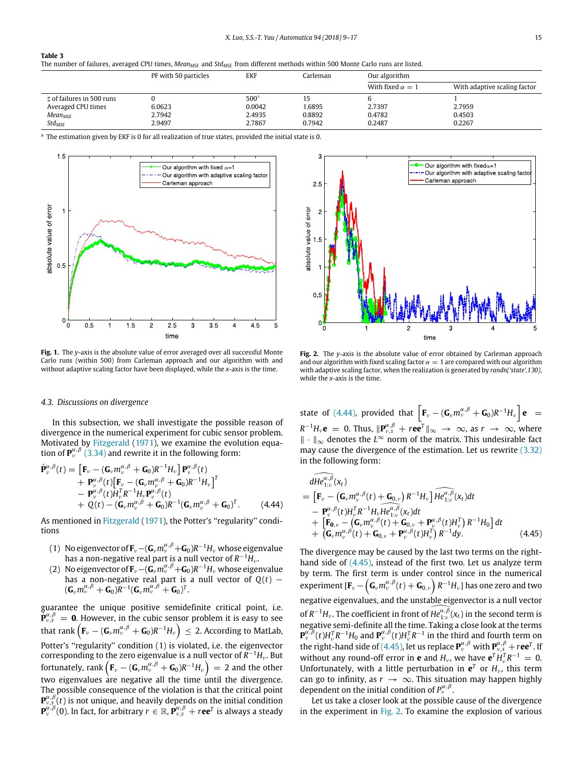**Table 3**
The number of failures, averaged CPU times, $Mean_{MSE}$ and $Std_{MSE}$ from different methods within 500 Monte Carlo runs are listed.

| | PF with 50 particles | EKF | Carleman | Our algorithm | |
|---|---|---|---|---|---|
| | | | | With fixed $\alpha = 1$ | With adaptive scaling factor |
| ♯ of failures in 500 runs | 0 | 500[a] | 15 | 6 | 1 |
| Averaged CPU times | 6.0623 | 0.0042 | 1.6895 | 2.7397 | 2.7959 |
| $Mean_{MSE}$ | 2.7942 | 2.4935 | 0.8892 | 0.4782 | 0.4503 |
| $Std_{MSE}$ | 2.9497 | 2.7867 | 0.7942 | 0.2487 | 0.2267 |

[a] The estimation given by EKF is 0 for all realization of true states, provided the initial state is 0.

**Fig. 1.** The $y$-axis is the absolute value of error averaged over all successful Monte Carlo runs (within 500) from Carleman approach and our algorithm with and without adaptive scaling factor have been displayed, while the $x$-axis is the time.

**Fig. 2.** The $y$-axis is the absolute value of error obtained by Carleman approach and our algorithm with fixed scaling factor $\alpha = 1$ are compared with our algorithm with adaptive scaling factor, when the realization is generated by *randn('state',130)*, while the $x$-axis is the time.

### 4.3. Discussions on divergence

In this subsection, we shall investigate the possible reason of divergence in the numerical experiment for cubic sensor problem. Motivated by Fitzgerald (1971), we examine the evolution equation of $\mathbf{P}_\nu^{\alpha,\beta}$ (3.34) and rewrite it in the following form:

$$
\begin{aligned}
\dot{\mathbf{P}}_\nu^{\alpha,\beta}(t) = &\left[\mathbf{F}_\nu - (\mathbf{G}_\nu m_\nu^{\alpha,\beta} + \mathbf{G}_0)R^{-1}H_\nu\right]\mathbf{P}_\nu^{\alpha,\beta}(t) \\
&+ \mathbf{P}_\nu^{\alpha,\beta}(t)\left[\mathbf{F}_\nu - (\mathbf{G}_\nu m_\nu^{\alpha,\beta} + \mathbf{G}_0)R^{-1}H_\nu\right]^T \\
&- \mathbf{P}_\nu^{\alpha,\beta}(t)H_\nu^T R^{-1}H_\nu \mathbf{P}_\nu^{\alpha,\beta}(t) \\
&+ Q(t) - (\mathbf{G}_\nu m_\nu^{\alpha,\beta} + \mathbf{G}_0)R^{-1}(\mathbf{G}_\nu m_\nu^{\alpha,\beta} + \mathbf{G}_0)^T. \qquad (4.44)
\end{aligned}
$$

As mentioned in Fitzgerald (1971), the Potter's "regularity" conditions

1. No eigenvector of $\mathbf{F}_\nu - (\mathbf{G}_\nu m_\nu^{\alpha,\beta} + \mathbf{G}_0)R^{-1}H_\nu$ whose eigenvalue has a non-negative real part is a null vector of $R^{-1}H_\nu$.
2. No eigenvector of $\mathbf{F}_\nu - (\mathbf{G}_\nu m_\nu^{\alpha,\beta} + \mathbf{G}_0)R^{-1}H_\nu$ whose eigenvalue has a non-negative real part is a null vector of $Q(t) - (\mathbf{G}_\nu m_\nu^{\alpha,\beta} + \mathbf{G}_0)R^{-1}(\mathbf{G}_\nu m_\nu^{\alpha,\beta} + \mathbf{G}_0)^T$.

guarantee the unique positive semidefinite critical point, i.e. $\mathbf{P}_{\nu,s}^{\alpha,\beta} = \mathbf{0}$. However, in the cubic sensor problem it is easy to see that rank $\left(\mathbf{F}_\nu - (\mathbf{G}_\nu m_\nu^{\alpha,\beta} + \mathbf{G}_0)R^{-1}H_\nu\right) \le 2$. According to MatLab, Potter's "regularity" condition (1) is violated, i.e. the eigenvector corresponding to the zero eigenvalue is a null vector of $R^{-1}H_\nu$. But fortunately, rank $\left(\mathbf{F}_\nu - (\mathbf{G}_\nu m_\nu^{\alpha,\beta} + \mathbf{G}_0)R^{-1}H_\nu\right) = 2$ and the other two eigenvalues are negative all the time until the divergence. The possible consequence of the violation is that the critical point $\mathbf{P}_{\nu,s}^{\alpha,\beta}(t)$ is not unique, and heavily depends on the initial condition $\mathbf{P}_\nu^{\alpha,\beta}(0)$. In fact, for arbitrary $r \in \mathbb{R}$, $\mathbf{P}_{\nu,s}^{\alpha,\beta} + r\mathbf{e}\mathbf{e}^T$ is always a steady state of (4.44), provided that $\left[\mathbf{F}_\nu - (\mathbf{G}_\nu m_\nu^{\alpha,\beta} + \mathbf{G}_0)R^{-1}H_\nu\right]\mathbf{e} = R^{-1}H_\nu\mathbf{e} = 0$. Thus, $\|\mathbf{P}_{\nu,s}^{\alpha,\beta} + r\mathbf{e}\mathbf{e}^T\|_\infty \to \infty$, as $r \to \infty$, where $\|\cdot\|_\infty$ denotes the $L^\infty$ norm of the matrix. This undesirable fact may cause the divergence of the estimation. Let us rewrite (3.32) in the following form:

$$
\begin{aligned}
&d\widehat{He_{1:\nu}^{\alpha,\beta}}(x_t) \\
&= \left[\mathbf{F}_\nu - \left(\mathbf{G}_\nu m_\nu^{\alpha,\beta}(t) + \mathbf{G}_{0,\nu}\right)R^{-1}H_\nu\right]\widehat{He_{1:\nu}^{\alpha,\beta}}(x_t)dt \\
&\quad - \mathbf{P}_\nu^{\alpha,\beta}(t)H_\nu^T R^{-1}H_\nu\widehat{He_{1:\nu}^{\alpha,\beta}}(x_t)dt \\
&\quad + \left[\mathbf{F}_{0,\nu} - \left(\mathbf{G}_\nu m_\nu^{\alpha,\beta}(t) + \mathbf{G}_{0,\nu} + \mathbf{P}_\nu^{\alpha,\beta}(t)H_\nu^T\right)R^{-1}H_0\right]dt \\
&\quad + \left(\mathbf{G}_\nu m_\nu^{\alpha,\beta}(t) + \mathbf{G}_{0,\nu} + \mathbf{P}_\nu^{\alpha,\beta}(t)H_\nu^T\right)R^{-1}dy. \qquad (4.45)
\end{aligned}
$$

The divergence may be caused by the last two terms on the right-hand side of (4.45), instead of the first two. Let us analyze term by term. The first term is under control since in the numerical experiment $\left[\mathbf{F}_\nu - \left(\mathbf{G}_\nu m_\nu^{\alpha,\beta}(t) + \mathbf{G}_{0,\nu}\right)R^{-1}H_\nu\right]$ has one zero and two negative eigenvalues, and the unstable eigenvector is a null vector of $R^{-1}H_\nu$. The coefficient in front of $\widehat{He_{1:\nu}^{\alpha,\beta}}(x_t)$ in the second term is negative semi-definite all the time. Taking a close look at the terms $\mathbf{P}_\nu^{\alpha,\beta}(t)H_\nu^T R^{-1}H_0$ and $\mathbf{P}_\nu^{\alpha,\beta}(t)H_\nu^T R^{-1}$ in the third and fourth term on the right-hand side of (4.45), let us replace $\mathbf{P}_\nu^{\alpha,\beta}$ with $\mathbf{P}_{\nu,s}^{\alpha,\beta} + r\mathbf{e}\mathbf{e}^T$. If without any round-off error in $\mathbf{e}$ and $H_\nu$, we have $\mathbf{e}^T H_\nu^T R^{-1} = 0$. Unfortunately, with a little perturbation in $\mathbf{e}^T$ or $H_\nu$, this term can go to infinity, as $r \to \infty$. This situation may happen highly dependent on the initial condition of $P_\nu^{\alpha,\beta}$.

Let us take a closer look at the possible cause of the divergence in the experiment in Fig. 2. To examine the explosion of various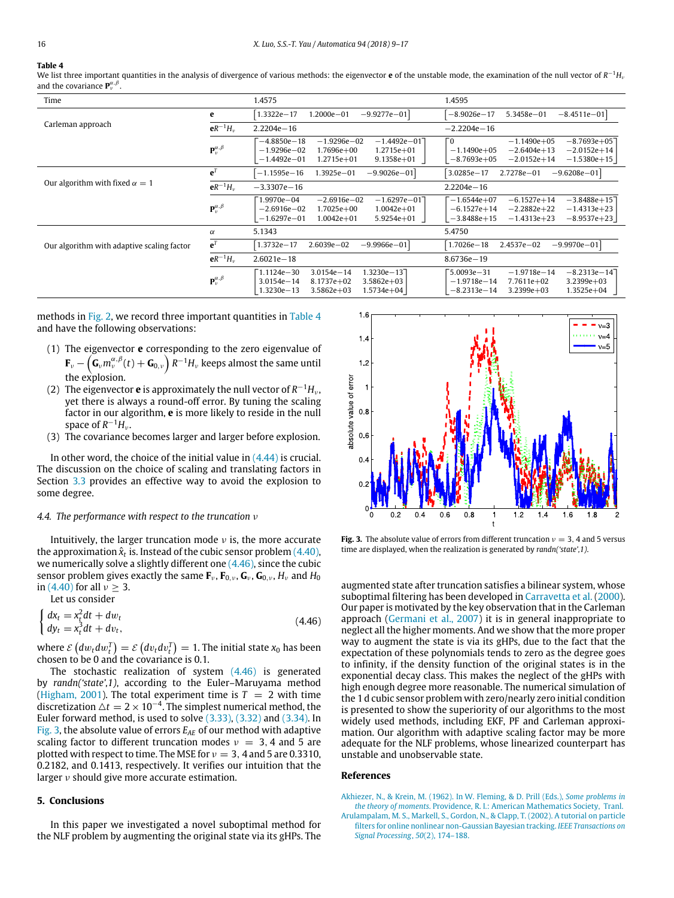**Table 4**

We list three important quantities in the analysis of divergence of various methods: the eigenvector $\mathbf{e}$ of the unstable mode, the examination of the null vector of $R^{-1}H_\nu$ and the covariance $\mathbf{P}_\nu^{\alpha,\beta}$.

| Time | | 1.4575 | 1.4595 |
|---|---|---|---|
| Carleman approach | $\mathbf{e}$ | $\begin{bmatrix}1.3322e{-}17 & 1.2000e{-}01 & -9.9277e{-}01\end{bmatrix}$ | $\begin{bmatrix}-8.9026e{-}17 & 5.3458e{-}01 & -8.4511e{-}01\end{bmatrix}$ |
| | $\mathbf{e}R^{-1}H_\nu$ | 2.2204e−16 | −2.2204e−16 |
| | $\mathbf{P}_\nu^{\alpha,\beta}$ | $\begin{bmatrix}-4.8850e{-}18 & -1.9296e{-}02 & -1.4492e{-}01\\ -1.9296e{-}02 & 1.7696e{+}00 & 1.2715e{+}01\\ -1.4492e{-}01 & 1.2715e{+}01 & 9.1358e{+}01\end{bmatrix}$ | $\begin{bmatrix}0 & -1.1490e{+}05 & -8.7693e{+}05\\ -1.1490e{+}05 & -2.6404e{+}13 & -2.0152e{+}14\\ -8.7693e{+}05 & -2.0152e{+}14 & -1.5380e{+}15\end{bmatrix}$ |
| Our algorithm with fixed $\alpha = 1$ | $\mathbf{e}^T$ | $\begin{bmatrix}-1.1595e{-}16 & 1.3925e{-}01 & -9.9026e{-}01\end{bmatrix}$ | $\begin{bmatrix}3.0285e{-}17 & 2.7278e{-}01 & -9.6208e{-}01\end{bmatrix}$ |
| | $\mathbf{e}R^{-1}H_\nu$ | −3.3307e−16 | 2.2204e−16 |
| | $\mathbf{P}_\nu^{\alpha,\beta}$ | $\begin{bmatrix}1.9970e{-}04 & -2.6916e{-}02 & -1.6297e{-}01\\ -2.6916e{-}02 & 1.7025e{+}00 & 1.0042e{+}01\\ -1.6297e{-}01 & 1.0042e{+}01 & 5.9254e{+}01\end{bmatrix}$ | $\begin{bmatrix}-1.6544e{+}07 & -6.1527e{+}14 & -3.8488e{+}15\\ -6.1527e{+}14 & -2.2882e{+}22 & -1.4313e{+}23\\ -3.8488e{+}15 & -1.4313e{+}23 & -8.9537e{+}23\end{bmatrix}$ |
| Our algorithm with adaptive scaling factor | $\alpha$ | 5.1343 | 5.4750 |
| | $\mathbf{e}^T$ | $\begin{bmatrix}1.3732e{-}17 & 2.6039e{-}02 & -9.9966e{-}01\end{bmatrix}$ | $\begin{bmatrix}1.7026e{-}18 & 2.4537e{-}02 & -9.9970e{-}01\end{bmatrix}$ |
| | $\mathbf{e}R^{-1}H_\nu$ | 2.6021e−18 | 8.6736e−19 |
| | $\mathbf{P}_\nu^{\alpha,\beta}$ | $\begin{bmatrix}1.1124e{-}30 & 3.0154e{-}14 & 1.3230e{-}13\\ 3.0154e{-}14 & 8.1737e{+}02 & 3.5862e{+}03\\ 1.3230e{-}13 & 3.5862e{+}03 & 1.5734e{+}04\end{bmatrix}$ | $\begin{bmatrix}5.0093e{-}31 & -1.9718e{-}14 & -8.2313e{-}14\\ -1.9718e{-}14 & 7.7611e{+}02 & 3.2399e{+}03\\ -8.2313e{-}14 & 3.2399e{+}03 & 1.3525e{+}04\end{bmatrix}$ |

methods in Fig. 2, we record three important quantities in Table 4 and have the following observations:

(1) The eigenvector $\mathbf{e}$ corresponding to the zero eigenvalue of $\mathbf{F}_\nu - \left(\mathbf{G}_\nu m_\nu^{\alpha,\beta}(t) + \mathbf{G}_{0,\nu}\right) R^{-1}H_\nu$ keeps almost the same until the explosion.
(2) The eigenvector $\mathbf{e}$ is approximately the null vector of $R^{-1}H_\nu$, yet there is always a round-off error. By tuning the scaling factor in our algorithm, $\mathbf{e}$ is more likely to reside in the null space of $R^{-1}H_\nu$.
(3) The covariance becomes larger and larger before explosion.

In other word, the choice of the initial value in (4.44) is crucial. The discussion on the choice of scaling and translating factors in Section 3.3 provides an effective way to avoid the explosion to some degree.

### 4.4. The performance with respect to the truncation $\nu$

Intuitively, the larger truncation mode $\nu$ is, the more accurate the approximation $\hat{x}_t$ is. Instead of the cubic sensor problem (4.40), we numerically solve a slightly different one (4.46), since the cubic sensor problem gives exactly the same $\mathbf{F}_\nu$, $\mathbf{F}_{0,\nu}$, $\mathbf{G}_\nu$, $\mathbf{G}_{0,\nu}$, $H_\nu$ and $H_0$ in (4.40) for all $\nu \geq 3$.

Let us consider

$$\begin{cases} dx_t = x_t^2 dt + dw_t \\ dy_t = x_t^3 dt + dv_t, \end{cases} \tag{4.46}$$

where $\mathcal{E}\left(dw_t dw_t^T\right) = \mathcal{E}\left(dv_t dv_t^T\right) = 1$. The initial state $x_0$ has been chosen to be 0 and the covariance is 0.1.

The stochastic realization of system (4.46) is generated by *randn('state',1)*, according to the Euler–Maruyama method (Higham, 2001). The total experiment time is $T = 2$ with time discretization $\triangle t = 2 \times 10^{-4}$. The simplest numerical method, the Euler forward method, is used to solve (3.33), (3.32) and (3.34). In Fig. 3, the absolute value of errors $E_{AE}$ of our method with adaptive scaling factor to different truncation modes $\nu = 3, 4$ and 5 are plotted with respect to time. The MSE for $\nu = 3, 4$ and 5 are 0.3310, 0.2182, and 0.1413, respectively. It verifies our intuition that the larger $\nu$ should give more accurate estimation.

**Fig. 3.** The absolute value of errors from different truncation $\nu = 3$, 4 and 5 versus time are displayed, when the realization is generated by *randn('state',1)*.

## 5. Conclusions

In this paper we investigated a novel suboptimal method for the NLF problem by augmenting the original state via its gHPs. The augmented state after truncation satisfies a bilinear system, whose suboptimal filtering has been developed in Carravetta et al. (2000). Our paper is motivated by the key observation that in the Carleman approach (Germani et al., 2007) it is in general inappropriate to neglect all the higher moments. And we show that the more proper way to augment the state is via its gHPs, due to the fact that the expectation of these polynomials tends to zero as the degree goes to infinity, if the density function of the original states is in the exponential decay class. This makes the neglect of the gHPs with high enough degree more reasonable. The numerical simulation of the 1 d cubic sensor problem with zero/nearly zero initial condition is presented to show the superiority of our algorithms to the most widely used methods, including EKF, PF and Carleman approximation. Our algorithm with adaptive scaling factor may be more adequate for the NLF problems, whose linearized counterpart has unstable and unobservable state.

## References

Akhiezer, N., & Krein, M. (1962). In W. Fleming, & D. Prill (Eds.), *Some problems in the theory of moments*. Providence, R. I.: American Mathematics Society, Tranl.

Arulampalam, M. S., Markell, S., Gordon, N., & Clapp, T. (2002). A tutorial on particle filters for online nonlinear non-Gaussian Bayesian tracking. *IEEE Transactions on Signal Processing*, *50*(2), 174–188.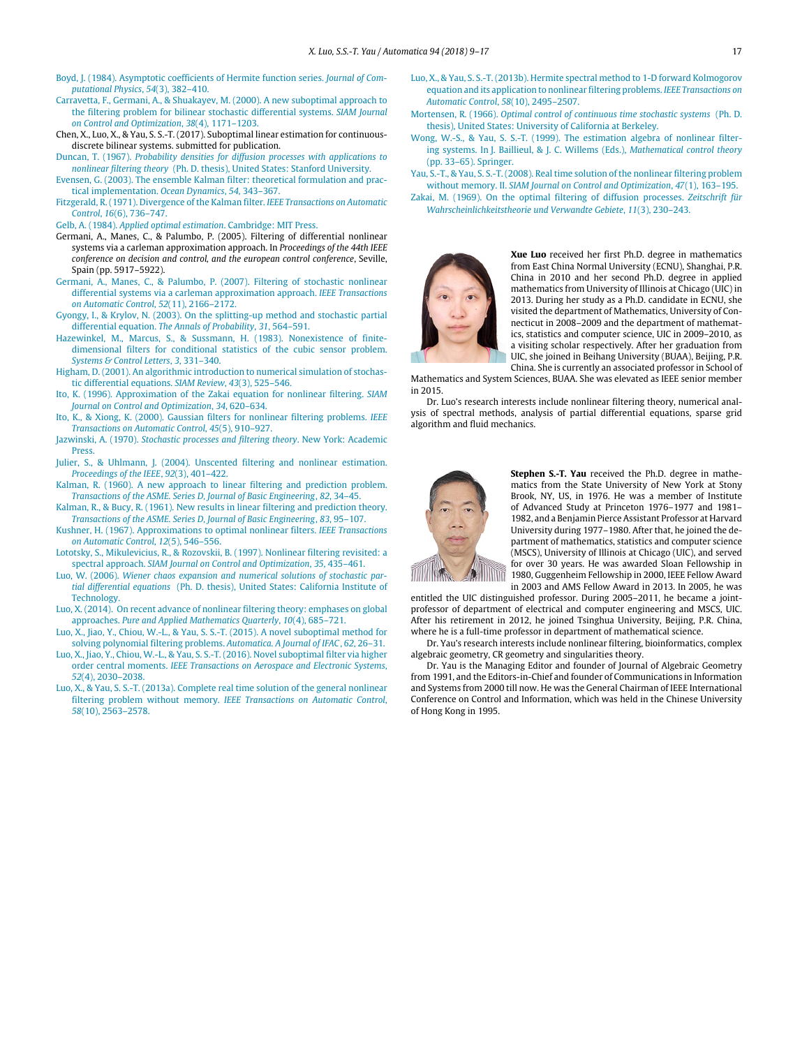Boyd, J. (1984). Asymptotic coefficients of Hermite function series. *Journal of Computational Physics*, *54*(3), 382–410.

Carravetta, F., Germani, A., & Shuakayev, M. (2000). A new suboptimal approach to the filtering problem for bilinear stochastic differential systems. *SIAM Journal on Control and Optimization*, *38*(4), 1171–1203.

Chen, X., Luo, X., & Yau, S. S.-T. (2017). Suboptimal linear estimation for continuous-discrete bilinear systems. submitted for publication.

Duncan, T. (1967). *Probability densities for diffusion processes with applications to nonlinear filtering theory* (Ph. D. thesis), United States: Stanford University.

Evensen, G. (2003). The ensemble Kalman filter: theoretical formulation and practical implementation. *Ocean Dynamics*, *54*, 343–367.

Fitzgerald, R. (1971). Divergence of the Kalman filter. *IEEE Transactions on Automatic Control*, *16*(6), 736–747.

Gelb, A. (1984). *Applied optimal estimation*. Cambridge: MIT Press.

Germani, A., Manes, C., & Palumbo, P. (2005). Filtering of differential nonlinear systems via a carleman approximation approach. In *Proceedings of the 44th IEEE conference on decision and control, and the european control conference*, Seville, Spain (pp. 5917–5922).

Germani, A., Manes, C., & Palumbo, P. (2007). Filtering of stochastic nonlinear differential systems via a carleman approximation approach. *IEEE Transactions on Automatic Control*, *52*(11), 2166–2172.

Gyongy, I., & Krylov, N. (2003). On the splitting-up method and stochastic partial differential equation. *The Annals of Probability*, *31*, 564–591.

Hazewinkel, M., Marcus, S., & Sussmann, H. (1983). Nonexistence of finite-dimensional filters for conditional statistics of the cubic sensor problem. *Systems & Control Letters*, *3*, 331–340.

Higham, D. (2001). An algorithmic introduction to numerical simulation of stochastic differential equations. *SIAM Review*, *43*(3), 525–546.

Ito, K. (1996). Approximation of the Zakai equation for nonlinear filtering. *SIAM Journal on Control and Optimization*, *34*, 620–634.

Ito, K., & Xiong, K. (2000). Gaussian filters for nonlinear filtering problems. *IEEE Transactions on Automatic Control*, *45*(5), 910–927.

Jazwinski, A. (1970). *Stochastic processes and filtering theory*. New York: Academic Press.

Julier, S., & Uhlmann, J. (2004). Unscented filtering and nonlinear estimation. *Proceedings of the IEEE*, *92*(3), 401–422.

Kalman, R. (1960). A new approach to linear filtering and prediction problem. *Transactions of the ASME. Series D, Journal of Basic Engineering*, *82*, 34–45.

Kalman, R., & Bucy, R. (1961). New results in linear filtering and prediction theory. *Transactions of the ASME. Series D, Journal of Basic Engineering*, *83*, 95–107.

Kushner, H. (1967). Approximations to optimal nonlinear filters. *IEEE Transactions on Automatic Control*, *12*(5), 546–556.

Lototsky, S., Mikulevicius, R., & Rozovskii, B. (1997). Nonlinear filtering revisited: a spectral approach. *SIAM Journal on Control and Optimization*, *35*, 435–461.

Luo, W. (2006). *Wiener chaos expansion and numerical solutions of stochastic partial differential equations* (Ph. D. thesis), United States: California Institute of Technology.

Luo, X. (2014). On recent advance of nonlinear filtering theory: emphases on global approaches. *Pure and Applied Mathematics Quarterly*, *10*(4), 685–721.

Luo, X., Jiao, Y., Chiou, W.-L., & Yau, S. S.-T. (2015). A novel suboptimal method for solving polynomial filtering problems. *Automatica. A Journal of IFAC*, *62*, 26–31.

Luo, X., Jiao, Y., Chiou, W.-L., & Yau, S. S.-T. (2016). Novel suboptimal filter via higher order central moments. *IEEE Transactions on Aerospace and Electronic Systems*, *52*(4), 2030–2038.

Luo, X., & Yau, S. S.-T. (2013a). Complete real time solution of the general nonlinear filtering problem without memory. *IEEE Transactions on Automatic Control*, *58*(10), 2563–2578.

Luo, X., & Yau, S. S.-T. (2013b). Hermite spectral method to 1-D forward Kolmogorov equation and its application to nonlinear filtering problems. *IEEE Transactions on Automatic Control*, *58*(10), 2495–2507.

Mortensen, R. (1966). *Optimal control of continuous time stochastic systems* (Ph. D. thesis), United States: University of California at Berkeley.

Wong, W.-S., & Yau, S. S.-T. (1999). The estimation algebra of nonlinear filtering systems. In J. Baillieul, & J. C. Willems (Eds.), *Mathematical control theory* (pp. 33–65). Springer.

Yau, S.-T., & Yau, S. S.-T. (2008). Real time solution of the nonlinear filtering problem without memory. II. *SIAM Journal on Control and Optimization*, *47*(1), 163–195.

Zakai, M. (1969). On the optimal filtering of diffusion processes. *Zeitschrift für Wahrscheinlichkeitstheorie und Verwandte Gebiete*, *11*(3), 230–243.

**Xue Luo** received her first Ph.D. degree in mathematics from East China Normal University (ECNU), Shanghai, P.R. China in 2010 and her second Ph.D. degree in applied mathematics from University of Illinois at Chicago (UIC) in 2013. During her study as a Ph.D. candidate in ECNU, she visited the department of Mathematics, University of Connecticut in 2008–2009 and the department of mathematics, statistics and computer science, UIC in 2009–2010, as a visiting scholar respectively. After her graduation from UIC, she joined in Beihang University (BUAA), Beijing, P.R. China. She is currently an associated professor in School of Mathematics and System Sciences, BUAA. She was elevated as IEEE senior member in 2015.

Dr. Luo's research interests include nonlinear filtering theory, numerical analysis of spectral methods, analysis of partial differential equations, sparse grid algorithm and fluid mechanics.

**Stephen S.-T. Yau** received the Ph.D. degree in mathematics from the State University of New York at Stony Brook, NY, US, in 1976. He was a member of Institute of Advanced Study at Princeton 1976–1977 and 1981–1982, and a Benjamin Pierce Assistant Professor at Harvard University during 1977–1980. After that, he joined the department of mathematics, statistics and computer science (MSCS), University of Illinois at Chicago (UIC), and served for over 30 years. He was awarded Sloan Fellowship in 1980, Guggenheim Fellowship in 2000, IEEE Fellow Award in 2003 and AMS Fellow Award in 2013. In 2005, he was entitled the UIC distinguished professor. During 2005–2011, he became a joint-professor of department of electrical and computer engineering and MSCS, UIC. After his retirement in 2012, he joined Tsinghua University, Beijing, P.R. China, where he is a full-time professor in department of mathematical science.

Dr. Yau's research interests include nonlinear filtering, bioinformatics, complex algebraic geometry, CR geometry and singularities theory.

Dr. Yau is the Managing Editor and founder of Journal of Algebraic Geometry from 1991, and the Editors-in-Chief and founder of Communications in Information and Systems from 2000 till now. He was the General Chairman of IEEE International Conference on Control and Information, which was held in the Chinese University of Hong Kong in 1995.